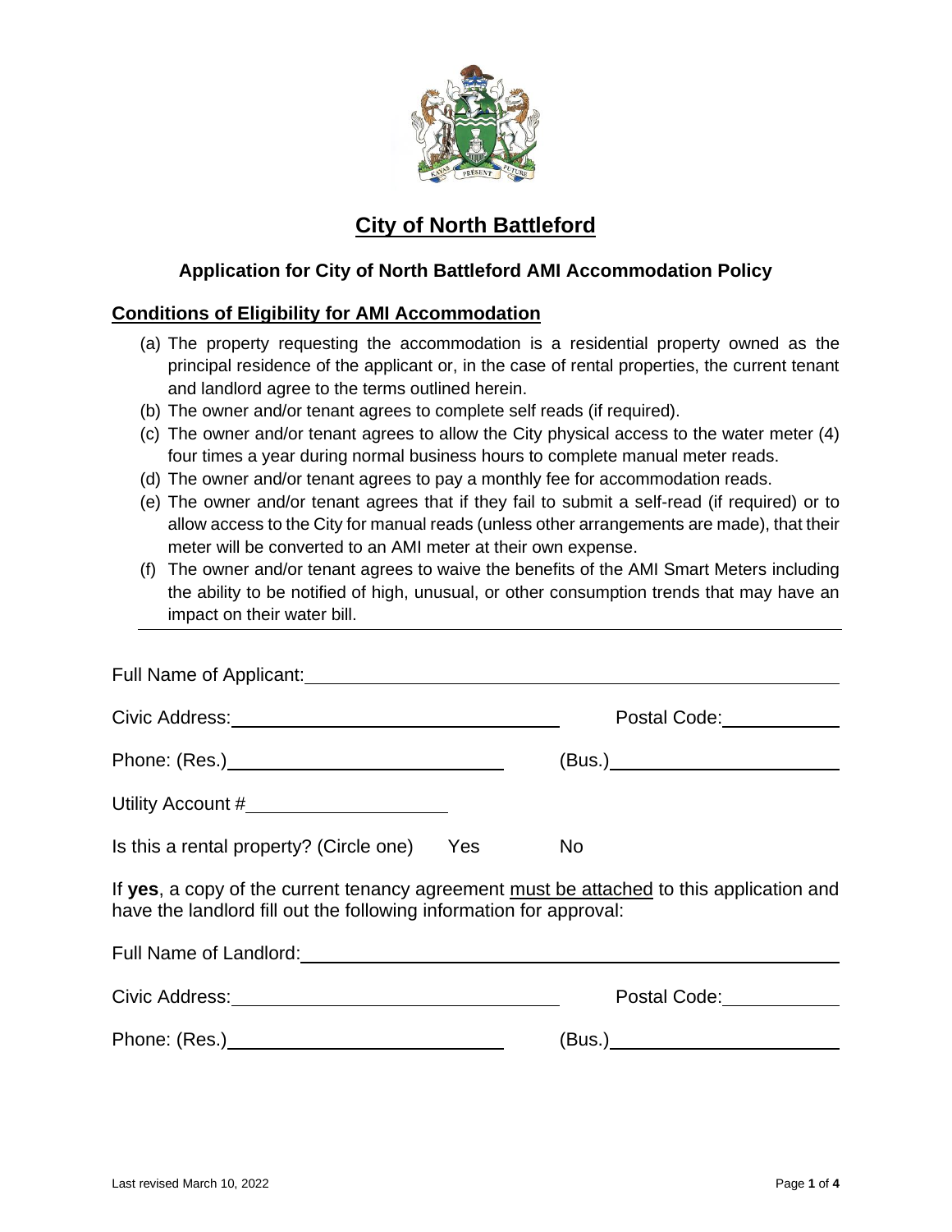# City of North Battleford

## Application for City of North Battleford AMI Accommodation Policy

### Conditions of Eligibility for AMI Accommodation

(a) The property requesting the accommodation is a residential property owned as the principal residence of the applicant or, in the case of rental properties, the current tenant and landlord agree to the terms outlined herein.

(b) The owner and/or tenant agrees to complete self reads (if required).

(c) The owner and/or tenant agrees to allow the City physical access to the water meter (4) four times a year during normal business hours to complete manual meter reads.

(d) The owner and/or tenant agrees to pay a monthly fee for accommodation reads.

(e) The owner and/or tenant agrees that if they fail to submit a self-read (if required) or to allow access to the City for manual reads (unless other arrangements are made), that their meter will be converted to an AMI meter at their own expense.

(f) The owner and/or tenant agrees to waive the benefits of the AMI Smart Meters including the ability to be notified of high, unusual, or other consumption trends that may have an impact on their water bill.

---

Full Name of Applicant: ____________________

Civic Address: ____________________ Postal Code: __________

Phone: (Res.) ____________________ (Bus.) ____________________

Utility Account # ____________________

Is this a rental property? (Circle one) Yes No

If **yes**, a copy of the current tenancy agreement must be attached to this application and have the landlord fill out the following information for approval:

Full Name of Landlord: ____________________

Civic Address: ____________________ Postal Code: __________

Phone: (Res.) ____________________ (Bus.) ____________________

Last revised March 10, 2022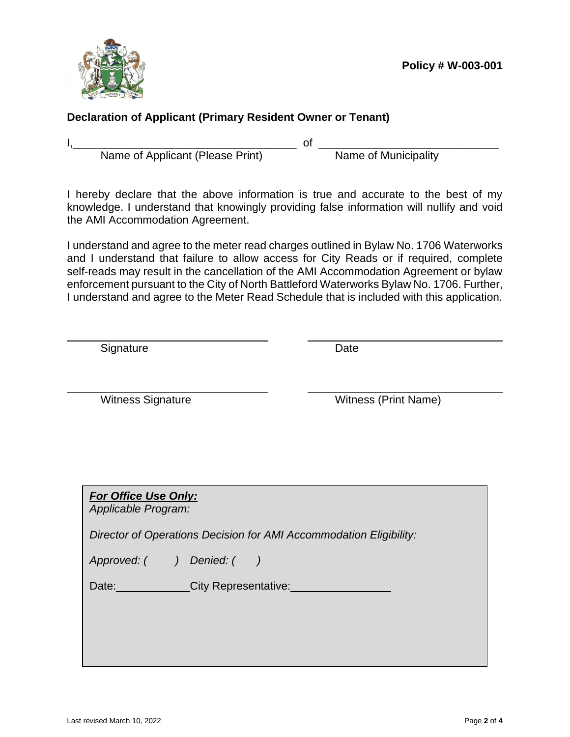Policy # W-003-001

## Declaration of Applicant (Primary Resident Owner or Tenant)

I,___________________________________ of ____________________________

Name of Applicant (Please Print) Name of Municipality

I hereby declare that the above information is true and accurate to the best of my knowledge. I understand that knowingly providing false information will nullify and void the AMI Accommodation Agreement.

I understand and agree to the meter read charges outlined in Bylaw No. 1706 Waterworks and I understand that failure to allow access for City Reads or if required, complete self-reads may result in the cancellation of the AMI Accommodation Agreement or bylaw enforcement pursuant to the City of North Battleford Waterworks Bylaw No. 1706. Further, I understand and agree to the Meter Read Schedule that is included with this application.

______________________________ ______________________________

Signature Date

______________________________ ______________________________

Witness Signature Witness (Print Name)

***For Office Use Only:***

*Applicable Program:*

*Director of Operations Decision for AMI Accommodation Eligibility:*

*Approved: ( ) Denied: ( )*

Date:____________ City Representative:________________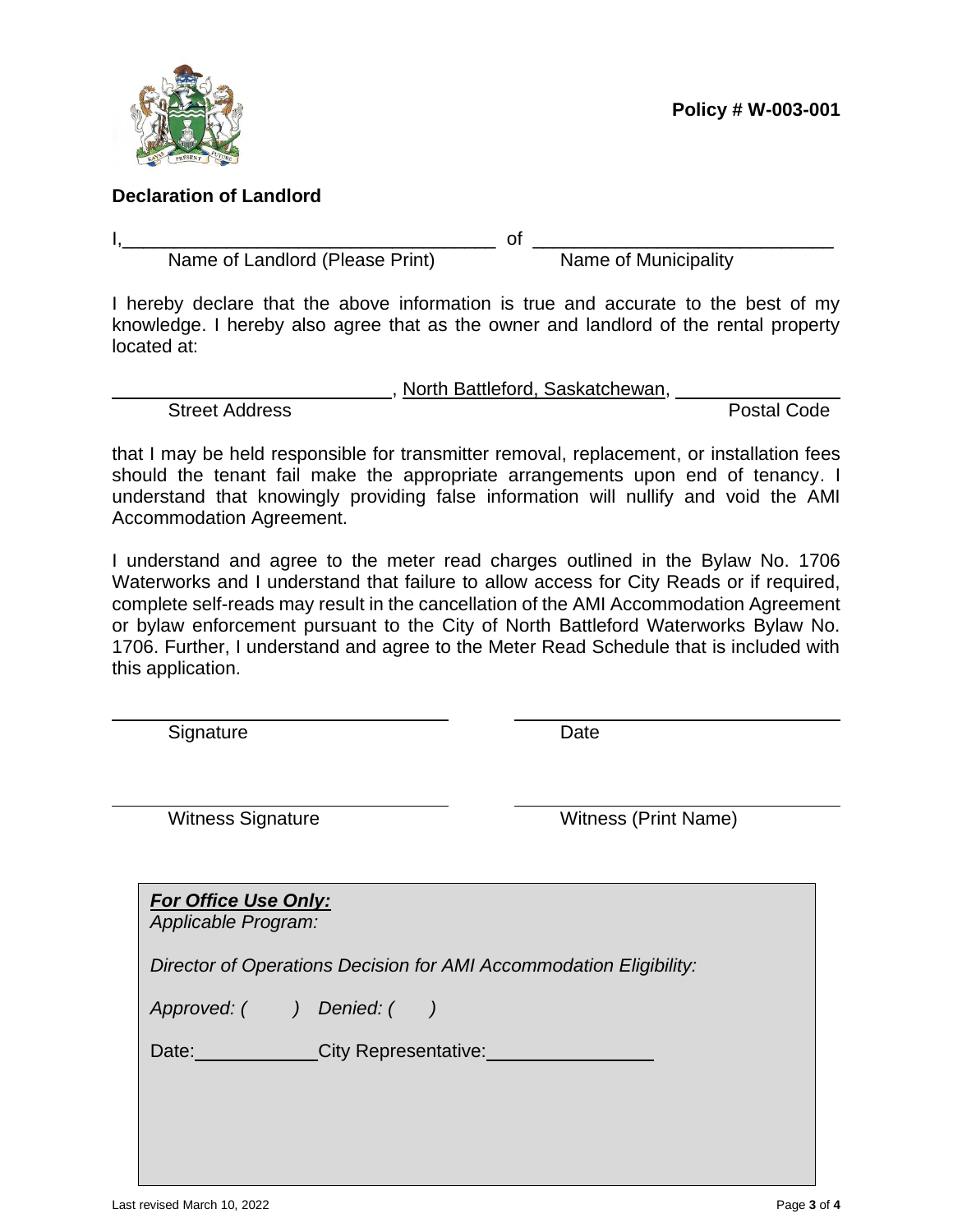**Policy # W-003-001**

**Declaration of Landlord**

I,\_\_\_\_\_\_\_\_\_\_\_\_\_\_\_\_\_\_\_\_\_\_\_\_\_\_\_\_\_\_\_\_\_\_\_\_ of \_\_\_\_\_\_\_\_\_\_\_\_\_\_\_\_\_\_\_\_\_\_\_\_\_\_\_\_\_\_

Name of Landlord (Please Print) Name of Municipality

I hereby declare that the above information is true and accurate to the best of my knowledge. I hereby also agree that as the owner and landlord of the rental property located at:

\_\_\_\_\_\_\_\_\_\_\_\_\_\_\_\_\_\_\_\_\_\_\_\_\_\_\_\_, North Battleford, Saskatchewan, \_\_\_\_\_\_\_\_\_\_\_\_\_\_\_\_

Street Address Postal Code

that I may be held responsible for transmitter removal, replacement, or installation fees should the tenant fail make the appropriate arrangements upon end of tenancy. I understand that knowingly providing false information will nullify and void the AMI Accommodation Agreement.

I understand and agree to the meter read charges outlined in the Bylaw No. 1706 Waterworks and I understand that failure to allow access for City Reads or if required, complete self-reads may result in the cancellation of the AMI Accommodation Agreement or bylaw enforcement pursuant to the City of North Battleford Waterworks Bylaw No. 1706. Further, I understand and agree to the Meter Read Schedule that is included with this application.

\_\_\_\_\_\_\_\_\_\_\_\_\_\_\_\_\_\_\_\_\_\_\_\_\_\_\_\_ \_\_\_\_\_\_\_\_\_\_\_\_\_\_\_\_\_\_\_\_\_\_\_\_\_\_\_\_

Signature Date

\_\_\_\_\_\_\_\_\_\_\_\_\_\_\_\_\_\_\_\_\_\_\_\_\_\_\_\_ \_\_\_\_\_\_\_\_\_\_\_\_\_\_\_\_\_\_\_\_\_\_\_\_\_\_\_\_

Witness Signature Witness (Print Name)

***For Office Use Only:***

*Applicable Program:*

*Director of Operations Decision for AMI Accommodation Eligibility:*

*Approved: ( ) Denied: ( )*

Date:\_\_\_\_\_\_\_\_\_\_\_\_ City Representative:\_\_\_\_\_\_\_\_\_\_\_\_\_\_\_\_

Last revised March 10, 2022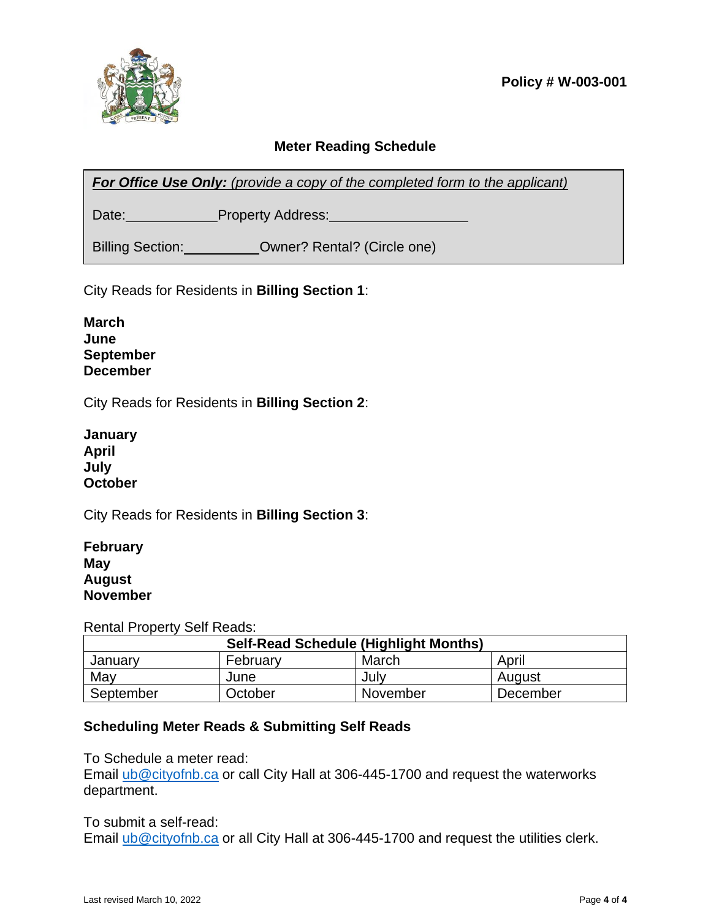Policy # W-003-001

## Meter Reading Schedule

***For Office Use Only:*** *(provide a copy of the completed form to the applicant)*

Date:____________ Property Address:__________________

Billing Section:__________ Owner? Rental? (Circle one)

City Reads for Residents in **Billing Section 1**:

**March**
**June**
**September**
**December**

City Reads for Residents in **Billing Section 2**:

**January**
**April**
**July**
**October**

City Reads for Residents in **Billing Section 3**:

**February**
**May**
**August**
**November**

Rental Property Self Reads:

| **Self-Read Schedule (Highlight Months)** | | | |
|---|---|---|---|
| January | February | March | April |
| May | June | July | August |
| September | October | November | December |

### Scheduling Meter Reads & Submitting Self Reads

To Schedule a meter read:
Email ub@cityofnb.ca or call City Hall at 306-445-1700 and request the waterworks department.

To submit a self-read:
Email ub@cityofnb.ca or all City Hall at 306-445-1700 and request the utilities clerk.

Last revised March 10, 2022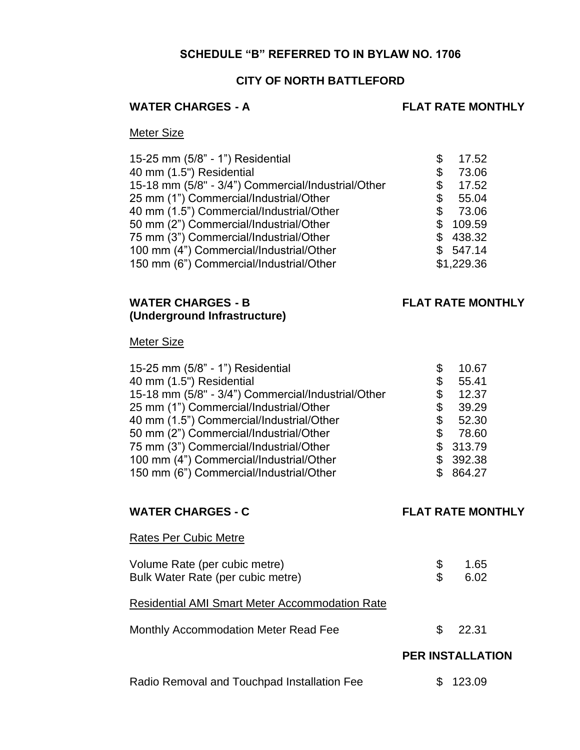**SCHEDULE “B” REFERRED TO IN BYLAW NO. 1706**

**CITY OF NORTH BATTLEFORD**

| **WATER CHARGES - A** | **FLAT RATE MONTHLY** |
|---|---|
| Meter Size | |
| 15-25 mm (5/8” - 1”) Residential | $ 17.52 |
| 40 mm (1.5") Residential | $ 73.06 |
| 15-18 mm (5/8" - 3/4”) Commercial/Industrial/Other | $ 17.52 |
| 25 mm (1”) Commercial/Industrial/Other | $ 55.04 |
| 40 mm (1.5”) Commercial/Industrial/Other | $ 73.06 |
| 50 mm (2”) Commercial/Industrial/Other | $ 109.59 |
| 75 mm (3”) Commercial/Industrial/Other | $ 438.32 |
| 100 mm (4”) Commercial/Industrial/Other | $ 547.14 |
| 150 mm (6”) Commercial/Industrial/Other | $1,229.36 |

| **WATER CHARGES - B (Underground Infrastructure)** | **FLAT RATE MONTHLY** |
|---|---|
| Meter Size | |
| 15-25 mm (5/8” - 1”) Residential | $ 10.67 |
| 40 mm (1.5") Residential | $ 55.41 |
| 15-18 mm (5/8" - 3/4”) Commercial/Industrial/Other | $ 12.37 |
| 25 mm (1”) Commercial/Industrial/Other | $ 39.29 |
| 40 mm (1.5”) Commercial/Industrial/Other | $ 52.30 |
| 50 mm (2”) Commercial/Industrial/Other | $ 78.60 |
| 75 mm (3”) Commercial/Industrial/Other | $ 313.79 |
| 100 mm (4”) Commercial/Industrial/Other | $ 392.38 |
| 150 mm (6”) Commercial/Industrial/Other | $ 864.27 |

| **WATER CHARGES - C** | **FLAT RATE MONTHLY** |
|---|---|
| Rates Per Cubic Metre | |
| Volume Rate (per cubic metre) | $ 1.65 |
| Bulk Water Rate (per cubic metre) | $ 6.02 |
| Residential AMI Smart Meter Accommodation Rate | |
| Monthly Accommodation Meter Read Fee | $ 22.31 |
| | **PER INSTALLATION** |
| Radio Removal and Touchpad Installation Fee | $ 123.09 |